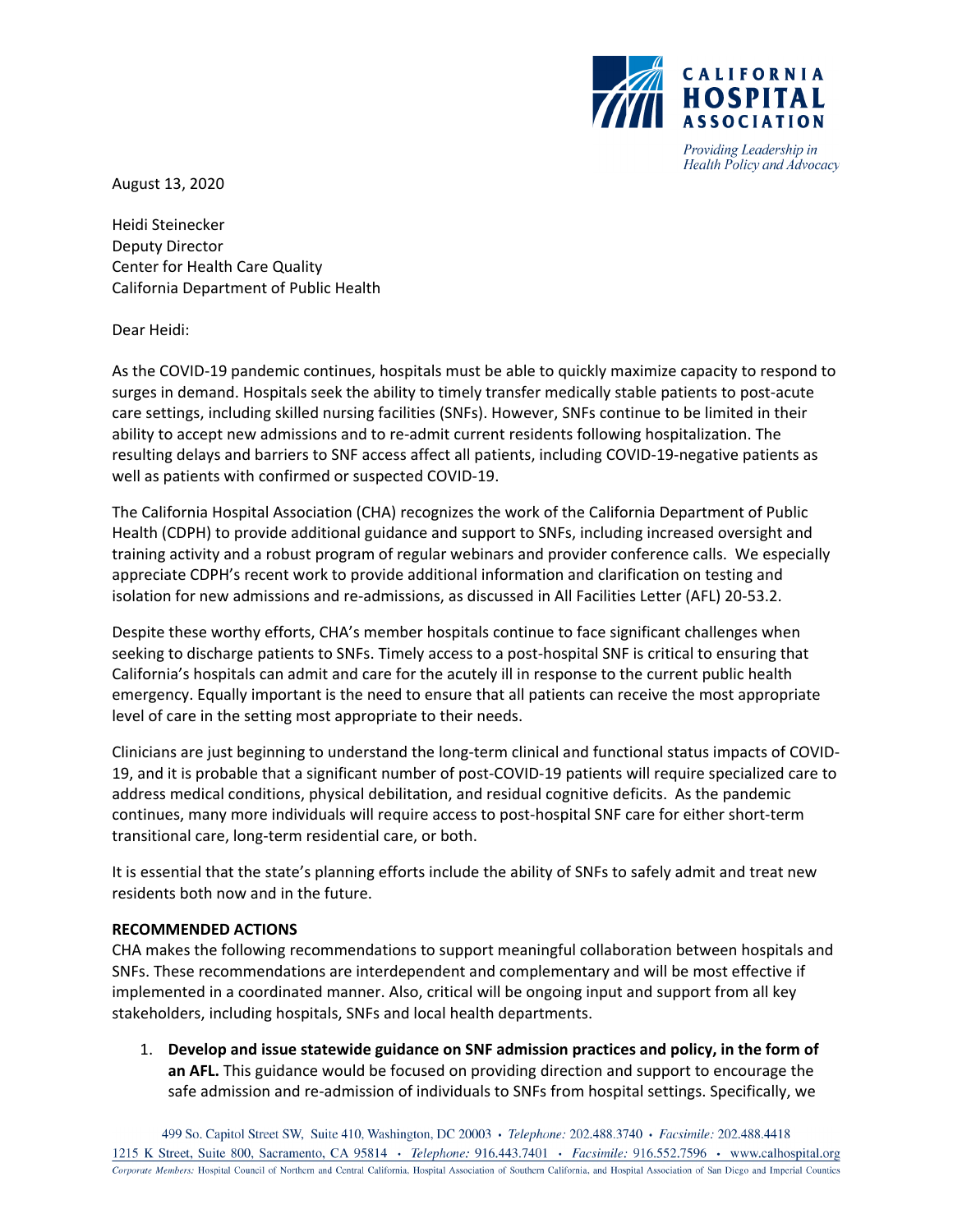CALIFORNIA HOSPITAL ASSOCIATION

*Providing Leadership in Health Policy and Advocacy*

August 13, 2020

Heidi Steinecker
Deputy Director
Center for Health Care Quality
California Department of Public Health

Dear Heidi:

As the COVID-19 pandemic continues, hospitals must be able to quickly maximize capacity to respond to surges in demand. Hospitals seek the ability to timely transfer medically stable patients to post-acute care settings, including skilled nursing facilities (SNFs). However, SNFs continue to be limited in their ability to accept new admissions and to re-admit current residents following hospitalization. The resulting delays and barriers to SNF access affect all patients, including COVID-19-negative patients as well as patients with confirmed or suspected COVID-19.

The California Hospital Association (CHA) recognizes the work of the California Department of Public Health (CDPH) to provide additional guidance and support to SNFs, including increased oversight and training activity and a robust program of regular webinars and provider conference calls. We especially appreciate CDPH's recent work to provide additional information and clarification on testing and isolation for new admissions and re-admissions, as discussed in All Facilities Letter (AFL) 20-53.2.

Despite these worthy efforts, CHA's member hospitals continue to face significant challenges when seeking to discharge patients to SNFs. Timely access to a post-hospital SNF is critical to ensuring that California's hospitals can admit and care for the acutely ill in response to the current public health emergency. Equally important is the need to ensure that all patients can receive the most appropriate level of care in the setting most appropriate to their needs.

Clinicians are just beginning to understand the long-term clinical and functional status impacts of COVID-19, and it is probable that a significant number of post-COVID-19 patients will require specialized care to address medical conditions, physical debilitation, and residual cognitive deficits. As the pandemic continues, many more individuals will require access to post-hospital SNF care for either short-term transitional care, long-term residential care, or both.

It is essential that the state's planning efforts include the ability of SNFs to safely admit and treat new residents both now and in the future.

**RECOMMENDED ACTIONS**

CHA makes the following recommendations to support meaningful collaboration between hospitals and SNFs. These recommendations are interdependent and complementary and will be most effective if implemented in a coordinated manner. Also, critical will be ongoing input and support from all key stakeholders, including hospitals, SNFs and local health departments.

1. **Develop and issue statewide guidance on SNF admission practices and policy, in the form of an AFL.** This guidance would be focused on providing direction and support to encourage the safe admission and re-admission of individuals to SNFs from hospital settings. Specifically, we

499 So. Capitol Street SW, Suite 410, Washington, DC 20003 • *Telephone:* 202.488.3740 • *Facsimile:* 202.488.4418
1215 K Street, Suite 800, Sacramento, CA 95814 • *Telephone:* 916.443.7401 • *Facsimile:* 916.552.7596 • www.calhospital.org
*Corporate Members:* Hospital Council of Northern and Central California, Hospital Association of Southern California, and Hospital Association of San Diego and Imperial Counties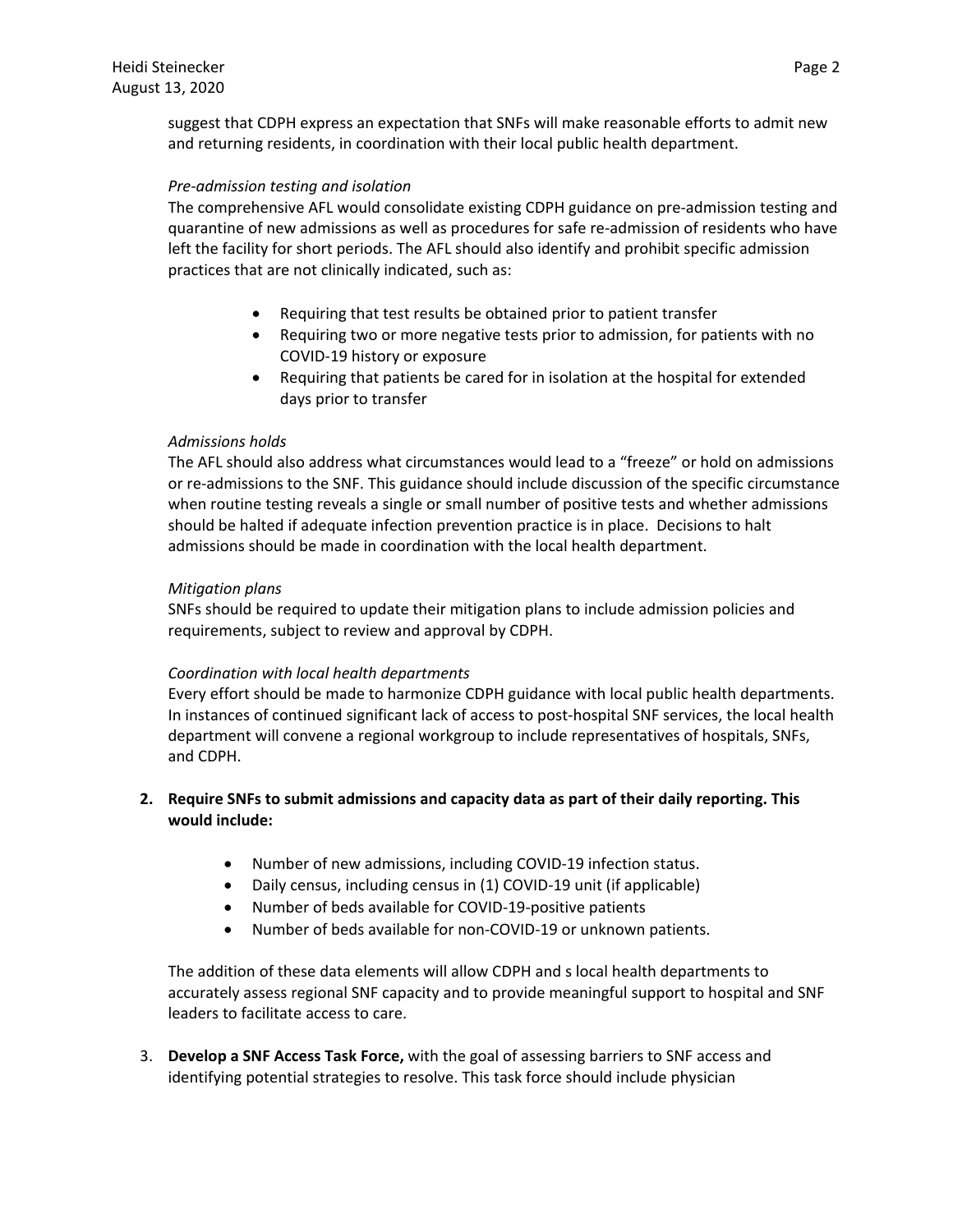suggest that CDPH express an expectation that SNFs will make reasonable efforts to admit new and returning residents, in coordination with their local public health department.

*Pre-admission testing and isolation*

The comprehensive AFL would consolidate existing CDPH guidance on pre-admission testing and quarantine of new admissions as well as procedures for safe re-admission of residents who have left the facility for short periods. The AFL should also identify and prohibit specific admission practices that are not clinically indicated, such as:

- Requiring that test results be obtained prior to patient transfer
- Requiring two or more negative tests prior to admission, for patients with no COVID-19 history or exposure
- Requiring that patients be cared for in isolation at the hospital for extended days prior to transfer

*Admissions holds*

The AFL should also address what circumstances would lead to a "freeze" or hold on admissions or re-admissions to the SNF. This guidance should include discussion of the specific circumstance when routine testing reveals a single or small number of positive tests and whether admissions should be halted if adequate infection prevention practice is in place. Decisions to halt admissions should be made in coordination with the local health department.

*Mitigation plans*

SNFs should be required to update their mitigation plans to include admission policies and requirements, subject to review and approval by CDPH.

*Coordination with local health departments*

Every effort should be made to harmonize CDPH guidance with local public health departments. In instances of continued significant lack of access to post-hospital SNF services, the local health department will convene a regional workgroup to include representatives of hospitals, SNFs, and CDPH.

2. **Require SNFs to submit admissions and capacity data as part of their daily reporting. This would include:**

   - Number of new admissions, including COVID-19 infection status.
   - Daily census, including census in (1) COVID-19 unit (if applicable)
   - Number of beds available for COVID-19-positive patients
   - Number of beds available for non-COVID-19 or unknown patients.

   The addition of these data elements will allow CDPH and s local health departments to accurately assess regional SNF capacity and to provide meaningful support to hospital and SNF leaders to facilitate access to care.

3. **Develop a SNF Access Task Force,** with the goal of assessing barriers to SNF access and identifying potential strategies to resolve. This task force should include physician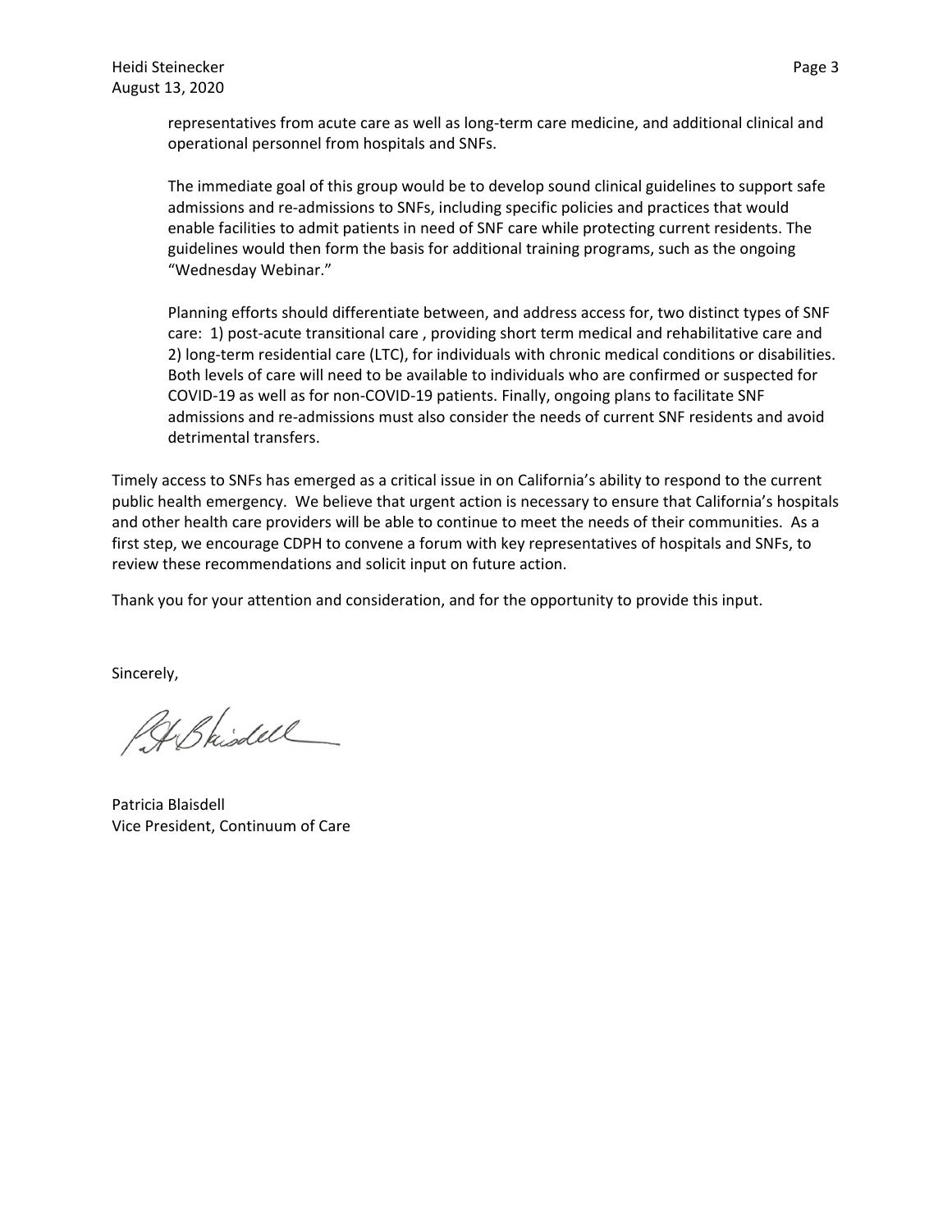representatives from acute care as well as long-term care medicine, and additional clinical and operational personnel from hospitals and SNFs.

The immediate goal of this group would be to develop sound clinical guidelines to support safe admissions and re-admissions to SNFs, including specific policies and practices that would enable facilities to admit patients in need of SNF care while protecting current residents. The guidelines would then form the basis for additional training programs, such as the ongoing "Wednesday Webinar."

Planning efforts should differentiate between, and address access for, two distinct types of SNF care: 1) post-acute transitional care , providing short term medical and rehabilitative care and 2) long-term residential care (LTC), for individuals with chronic medical conditions or disabilities. Both levels of care will need to be available to individuals who are confirmed or suspected for COVID-19 as well as for non-COVID-19 patients. Finally, ongoing plans to facilitate SNF admissions and re-admissions must also consider the needs of current SNF residents and avoid detrimental transfers.

Timely access to SNFs has emerged as a critical issue in on California's ability to respond to the current public health emergency. We believe that urgent action is necessary to ensure that California's hospitals and other health care providers will be able to continue to meet the needs of their communities. As a first step, we encourage CDPH to convene a forum with key representatives of hospitals and SNFs, to review these recommendations and solicit input on future action.

Thank you for your attention and consideration, and for the opportunity to provide this input.

Sincerely,

Patricia Blaisdell
Vice President, Continuum of Care